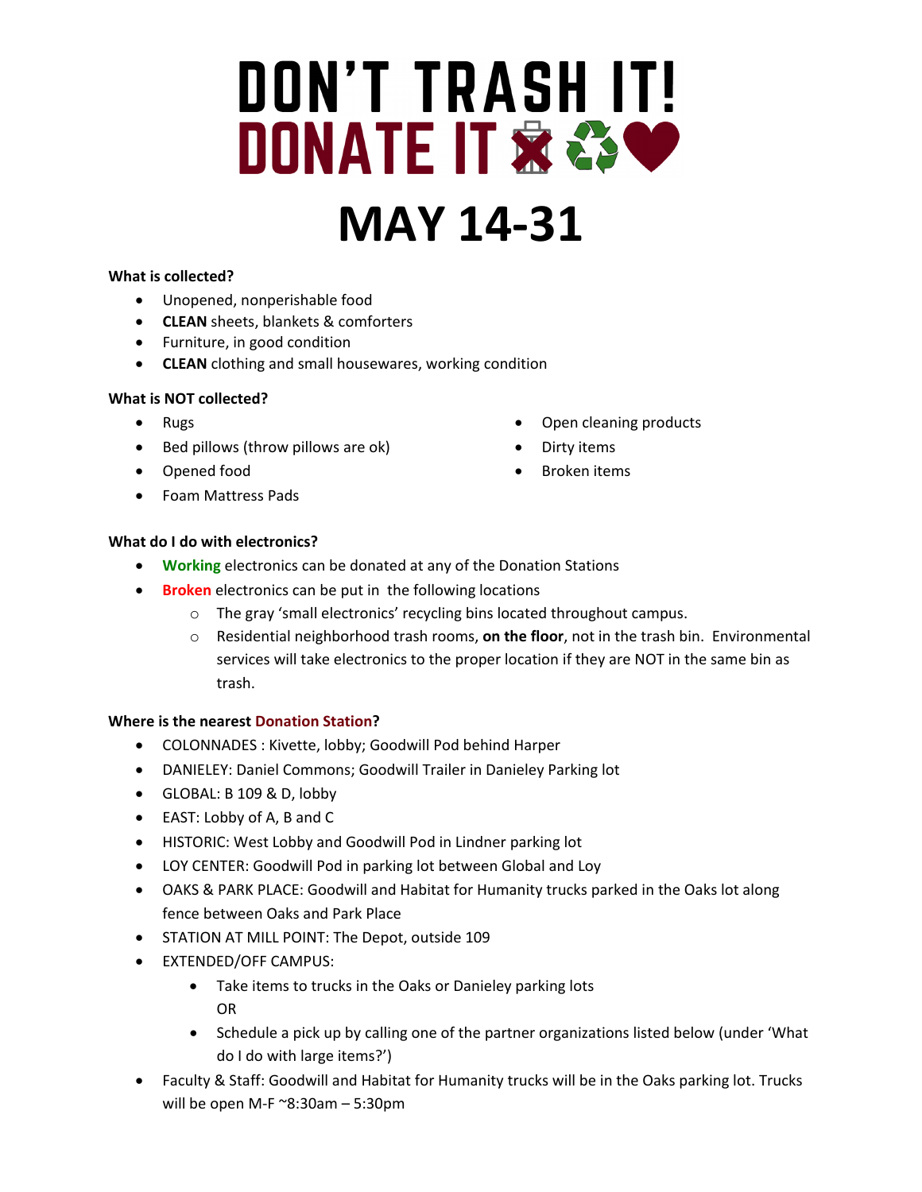# DON'T TRASH IT!
# DONATE IT

# MAY 14-31

**What is collected?**

- Unopened, nonperishable food
- **CLEAN** sheets, blankets & comforters
- Furniture, in good condition
- **CLEAN** clothing and small housewares, working condition

**What is NOT collected?**

- Rugs
- Bed pillows (throw pillows are ok)
- Opened food
- Foam Mattress Pads
- Open cleaning products
- Dirty items
- Broken items

**What do I do with electronics?**

- **Working** electronics can be donated at any of the Donation Stations
- **Broken** electronics can be put in the following locations
  - The gray 'small electronics' recycling bins located throughout campus.
  - Residential neighborhood trash rooms, **on the floor**, not in the trash bin. Environmental services will take electronics to the proper location if they are NOT in the same bin as trash.

**Where is the nearest Donation Station?**

- COLONNADES : Kivette, lobby; Goodwill Pod behind Harper
- DANIELEY: Daniel Commons; Goodwill Trailer in Danieley Parking lot
- GLOBAL: B 109 & D, lobby
- EAST: Lobby of A, B and C
- HISTORIC: West Lobby and Goodwill Pod in Lindner parking lot
- LOY CENTER: Goodwill Pod in parking lot between Global and Loy
- OAKS & PARK PLACE: Goodwill and Habitat for Humanity trucks parked in the Oaks lot along fence between Oaks and Park Place
- STATION AT MILL POINT: The Depot, outside 109
- EXTENDED/OFF CAMPUS:
  - Take items to trucks in the Oaks or Danieley parking lots
    OR
  - Schedule a pick up by calling one of the partner organizations listed below (under 'What do I do with large items?')
- Faculty & Staff: Goodwill and Habitat for Humanity trucks will be in the Oaks parking lot. Trucks will be open M-F ~8:30am – 5:30pm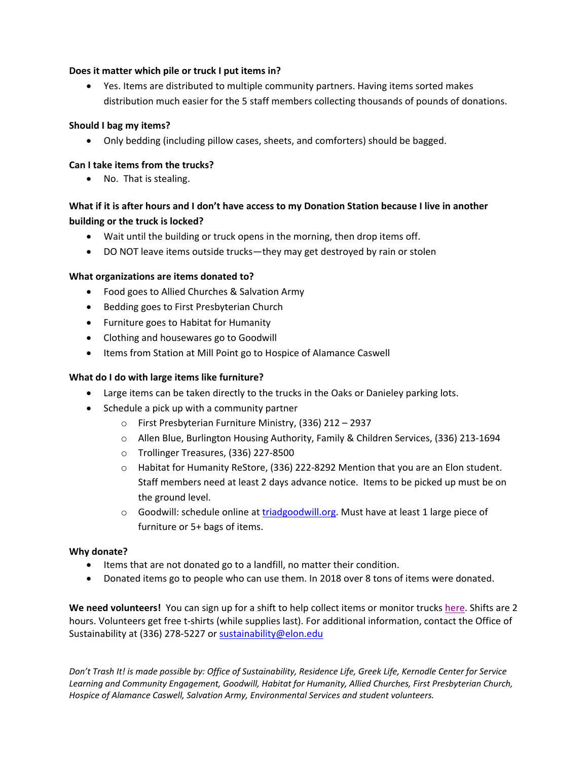**Does it matter which pile or truck I put items in?**

- Yes. Items are distributed to multiple community partners. Having items sorted makes distribution much easier for the 5 staff members collecting thousands of pounds of donations.

**Should I bag my items?**

- Only bedding (including pillow cases, sheets, and comforters) should be bagged.

**Can I take items from the trucks?**

- No. That is stealing.

**What if it is after hours and I don't have access to my Donation Station because I live in another building or the truck is locked?**

- Wait until the building or truck opens in the morning, then drop items off.
- DO NOT leave items outside trucks—they may get destroyed by rain or stolen

**What organizations are items donated to?**

- Food goes to Allied Churches & Salvation Army
- Bedding goes to First Presbyterian Church
- Furniture goes to Habitat for Humanity
- Clothing and housewares go to Goodwill
- Items from Station at Mill Point go to Hospice of Alamance Caswell

**What do I do with large items like furniture?**

- Large items can be taken directly to the trucks in the Oaks or Danieley parking lots.
- Schedule a pick up with a community partner
  - First Presbyterian Furniture Ministry, (336) 212 – 2937
  - Allen Blue, Burlington Housing Authority, Family & Children Services, (336) 213-1694
  - Trollinger Treasures, (336) 227-8500
  - Habitat for Humanity ReStore, (336) 222-8292 Mention that you are an Elon student. Staff members need at least 2 days advance notice. Items to be picked up must be on the ground level.
  - Goodwill: schedule online at [triadgoodwill.org](triadgoodwill.org). Must have at least 1 large piece of furniture or 5+ bags of items.

**Why donate?**

- Items that are not donated go to a landfill, no matter their condition.
- Donated items go to people who can use them. In 2018 over 8 tons of items were donated.

**We need volunteers!** You can sign up for a shift to help collect items or monitor trucks here. Shifts are 2 hours. Volunteers get free t-shirts (while supplies last). For additional information, contact the Office of Sustainability at (336) 278-5227 or sustainability@elon.edu

*Don't Trash It! is made possible by: Office of Sustainability, Residence Life, Greek Life, Kernodle Center for Service Learning and Community Engagement, Goodwill, Habitat for Humanity, Allied Churches, First Presbyterian Church, Hospice of Alamance Caswell, Salvation Army, Environmental Services and student volunteers.*